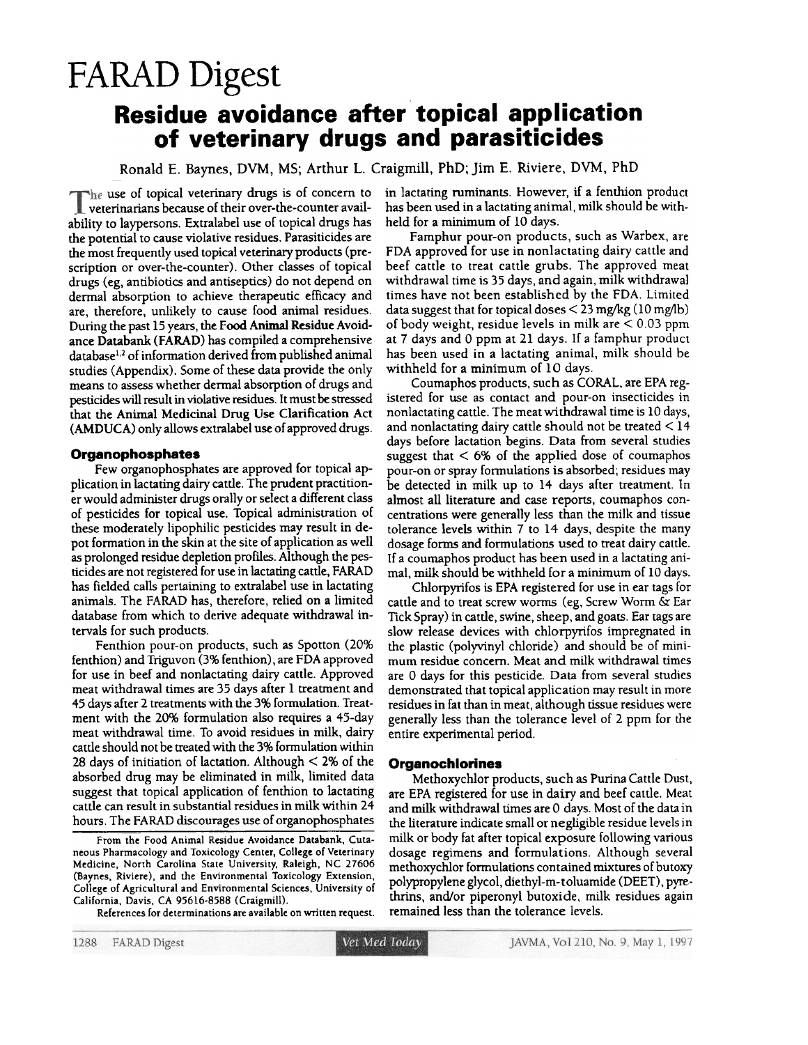# FARAD Digest

## Residue avoidance after topical application of veterinary drugs and parasiticides

Ronald E. Baynes, DVM, MS; Arthur L. Craigmill, PhD; Jim E. Riviere, DVM, PhD

The use of topical veterinary drugs is of concern to veterinarians because of their over-the-counter availability to laypersons. Extralabel use of topical drugs has the potential to cause violative residues. Parasiticides are the most frequently used topical veterinary products (prescription or over-the-counter). Other classes of topical drugs (eg, antibiotics and antiseptics) do not depend on dermal absorption to achieve therapeutic efficacy and are, therefore, unlikely to cause food animal residues. During the past 15 years, the **Food Animal Residue Avoidance Databank (FARAD)** has compiled a comprehensive database[1,2] of information derived from published animal studies (Appendix). Some of these data provide the only means to assess whether dermal absorption of drugs and pesticides will result in violative residues. It must be stressed that the **Animal Medicinal Drug Use Clarification Act (AMDUCA)** only allows extralabel use of approved drugs.

### Organophosphates

Few organophosphates are approved for topical application in lactating dairy cattle. The prudent practitioner would administer drugs orally or select a different class of pesticides for topical use. Topical administration of these moderately lipophilic pesticides may result in depot formation in the skin at the site of application as well as prolonged residue depletion profiles. Although the pesticides are not registered for use in lactating cattle, FARAD has fielded calls pertaining to extralabel use in lactating animals. The FARAD has, therefore, relied on a limited database from which to derive adequate withdrawal intervals for such products.

Fenthion pour-on products, such as Spotton (20% fenthion) and Triguvon (3% fenthion), are FDA approved for use in beef and nonlactating dairy cattle. Approved meat withdrawal times are 35 days after 1 treatment and 45 days after 2 treatments with the 3% formulation. Treatment with the 20% formulation also requires a 45-day meat withdrawal time. To avoid residues in milk, dairy cattle should not be treated with the 3% formulation within 28 days of initiation of lactation. Although < 2% of the absorbed drug may be eliminated in milk, limited data suggest that topical application of fenthion to lactating cattle can result in substantial residues in milk within 24 hours. The FARAD discourages use of organophosphates in lactating ruminants. However, if a fenthion product has been used in a lactating animal, milk should be withheld for a minimum of 10 days.

Famphur pour-on products, such as Warbex, are FDA approved for use in nonlactating dairy cattle and beef cattle to treat cattle grubs. The approved meat withdrawal time is 35 days, and again, milk withdrawal times have not been established by the FDA. Limited data suggest that for topical doses < 23 mg/kg (10 mg/lb) of body weight, residue levels in milk are < 0.03 ppm at 7 days and 0 ppm at 21 days. If a famphur product has been used in a lactating animal, milk should be withheld for a minimum of 10 days.

Coumaphos products, such as CORAL, are EPA registered for use as contact and pour-on insecticides in nonlactating cattle. The meat withdrawal time is 10 days, and nonlactating dairy cattle should not be treated < 14 days before lactation begins. Data from several studies suggest that < 6% of the applied dose of coumaphos pour-on or spray formulations is absorbed; residues may be detected in milk up to 14 days after treatment. In almost all literature and case reports, coumaphos concentrations were generally less than the milk and tissue tolerance levels within 7 to 14 days, despite the many dosage forms and formulations used to treat dairy cattle. If a coumaphos product has been used in a lactating animal, milk should be withheld for a minimum of 10 days.

Chlorpyrifos is EPA registered for use in ear tags for cattle and to treat screw worms (eg, Screw Worm & Ear Tick Spray) in cattle, swine, sheep, and goats. Ear tags are slow release devices with chlorpyrifos impregnated in the plastic (polyvinyl chloride) and should be of minimum residue concern. Meat and milk withdrawal times are 0 days for this pesticide. Data from several studies demonstrated that topical application may result in more residues in fat than in meat, although tissue residues were generally less than the tolerance level of 2 ppm for the entire experimental period.

### Organochlorines

Methoxychlor products, such as Purina Cattle Dust, are EPA registered for use in dairy and beef cattle. Meat and milk withdrawal times are 0 days. Most of the data in the literature indicate small or negligible residue levels in milk or body fat after topical exposure following various dosage regimens and formulations. Although several methoxychlor formulations contained mixtures of butoxy polypropylene glycol, diethyl-m-toluamide (DEET), pyrethrins, and/or piperonyl butoxide, milk residues again remained less than the tolerance levels.

From the Food Animal Residue Avoidance Databank, Cutaneous Pharmacology and Toxicology Center, College of Veterinary Medicine, North Carolina State University, Raleigh, NC 27606 (Baynes, Riviere), and the Environmental Toxicology Extension, College of Agricultural and Environmental Sciences, University of California, Davis, CA 95616-8588 (Craigmill).

References for determinations are available on written request.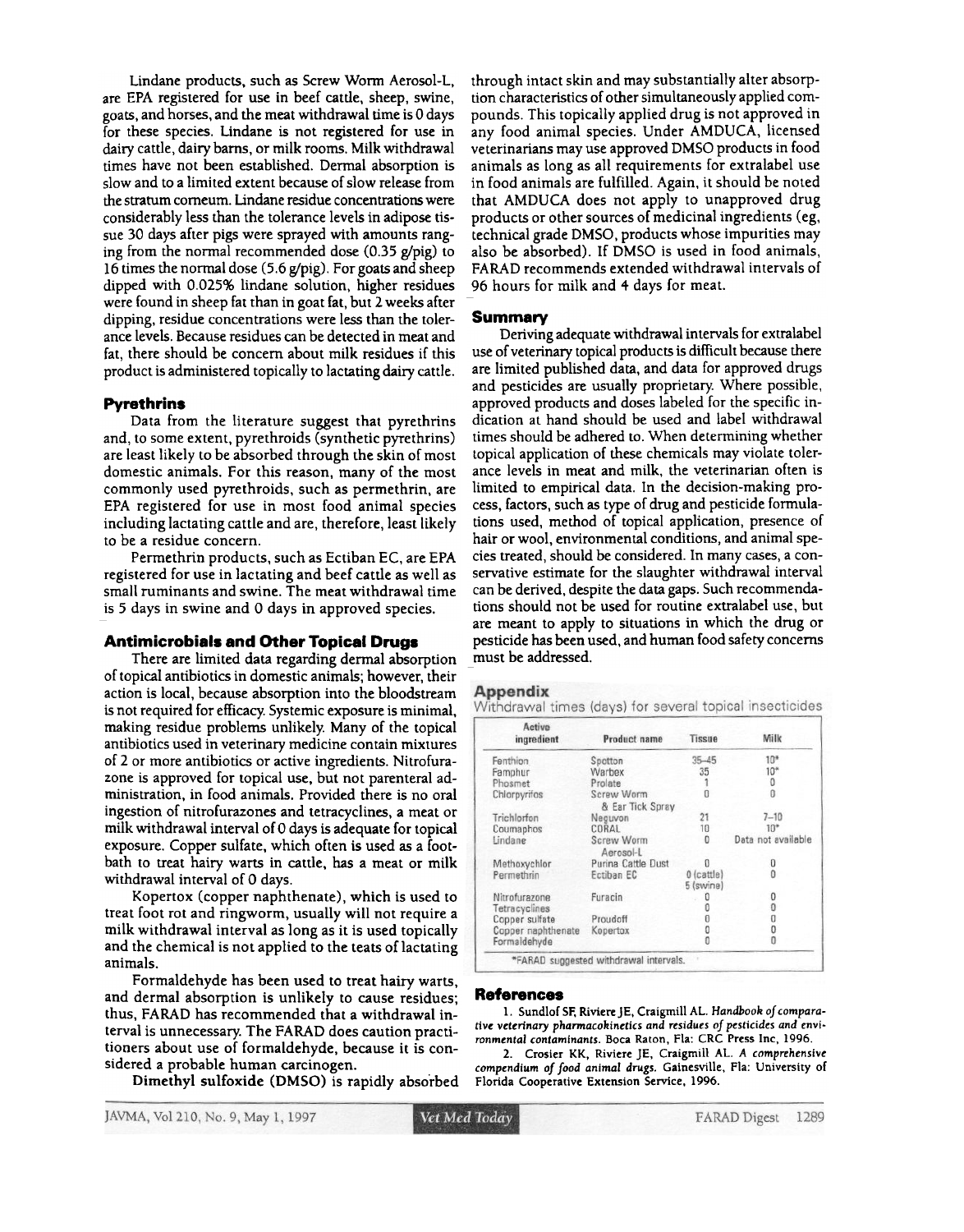Lindane products, such as Screw Worm Aerosol-L, are EPA registered for use in beef cattle, sheep, swine, goats, and horses, and the meat withdrawal time is 0 days for these species. Lindane is not registered for use in dairy cattle, dairy barns, or milk rooms. Milk withdrawal times have not been established. Dermal absorption is slow and to a limited extent because of slow release from the stratum corneum. Lindane residue concentrations were considerably less than the tolerance levels in adipose tissue 30 days after pigs were sprayed with amounts ranging from the normal recommended dose (0.35 g/pig) to 16 times the normal dose (5.6 g/pig). For goats and sheep dipped with 0.025% lindane solution, higher residues were found in sheep fat than in goat fat, but 2 weeks after dipping, residue concentrations were less than the tolerance levels. Because residues can be detected in meat and fat, there should be concern about milk residues if this product is administered topically to lactating dairy cattle.

### Pyrethrins

Data from the literature suggest that pyrethrins and, to some extent, pyrethroids (synthetic pyrethrins) are least likely to be absorbed through the skin of most domestic animals. For this reason, many of the most commonly used pyrethroids, such as permethrin, are EPA registered for use in most food animal species including lactating cattle and are, therefore, least likely to be a residue concern.

Permethrin products, such as Ectiban EC, are EPA registered for use in lactating and beef cattle as well as small ruminants and swine. The meat withdrawal time is 5 days in swine and 0 days in approved species.

### Antimicrobials and Other Topical Drugs

There are limited data regarding dermal absorption of topical antibiotics in domestic animals; however, their action is local, because absorption into the bloodstream is not required for efficacy. Systemic exposure is minimal, making residue problems unlikely. Many of the topical antibiotics used in veterinary medicine contain mixtures of 2 or more antibiotics or active ingredients. Nitrofurazone is approved for topical use, but not parenteral administration, in food animals. Provided there is no oral ingestion of nitrofurazones and tetracyclines, a meat or milk withdrawal interval of 0 days is adequate for topical exposure. Copper sulfate, which often is used as a footbath to treat hairy warts in cattle, has a meat or milk withdrawal interval of 0 days.

Kopertox (copper naphthenate), which is used to treat foot rot and ringworm, usually will not require a milk withdrawal interval as long as it is used topically and the chemical is not applied to the teats of lactating animals.

Formaldehyde has been used to treat hairy warts, and dermal absorption is unlikely to cause residues; thus, FARAD has recommended that a withdrawal interval is unnecessary. The FARAD does caution practitioners about use of formaldehyde, because it is considered a probable human carcinogen.

Dimethyl sulfoxide (DMSO) is rapidly absorbed through intact skin and may substantially alter absorption characteristics of other simultaneously applied compounds. This topically applied drug is not approved in any food animal species. Under AMDUCA, licensed veterinarians may use approved DMSO products in food animals as long as all requirements for extralabel use in food animals are fulfilled. Again, it should be noted that AMDUCA does not apply to unapproved drug products or other sources of medicinal ingredients (eg, technical grade DMSO, products whose impurities may also be absorbed). If DMSO is used in food animals, FARAD recommends extended withdrawal intervals of 96 hours for milk and 4 days for meat.

### Summary

Deriving adequate withdrawal intervals for extralabel use of veterinary topical products is difficult because there are limited published data, and data for approved drugs and pesticides are usually proprietary. Where possible, approved products and doses labeled for the specific indication at hand should be used and label withdrawal times should be adhered to. When determining whether topical application of these chemicals may violate tolerance levels in meat and milk, the veterinarian often is limited to empirical data. In the decision-making process, factors, such as type of drug and pesticide formulations used, method of topical application, presence of hair or wool, environmental conditions, and animal species treated, should be considered. In many cases, a conservative estimate for the slaughter withdrawal interval can be derived, despite the data gaps. Such recommendations should not be used for routine extralabel use, but are meant to apply to situations in which the drug or pesticide has been used, and human food safety concerns must be addressed.

### Appendix

Withdrawal times (days) for several topical insecticides

| Active ingredient | Product name | Tissue | Milk |
|---|---|---|---|
| Fenthion | Spotton | 35–45 | 10* |
| Famphur | Warbex | 35 | 10* |
| Phosmet | Prolate | 1 | 0 |
| Chlorpyrifos | Screw Worm & Ear Tick Spray | 0 | 0 |
| Trichlorfon | Neguvon | 21 | 7–10 |
| Coumaphos | CORAL | 10 | 10* |
| Lindane | Screw Worm Aerosol-L | 0 | Data not available |
| Methoxychlor | Purina Cattle Dust | 0 | 0 |
| Permethrin | Ectiban EC | 0 (cattle) 5 (swine) | 0 |
| Nitrofurazone | Furacin | 0 | 0 |
| Tetracyclines | | 0 | 0 |
| Copper sulfate | Proudoff | 0 | 0 |
| Copper naphthenate | Kopertox | 0 | 0 |
| Formaldehyde | | 0 | 0 |

*FARAD suggested withdrawal intervals.

### References

1. Sundlof SF, Riviere JE, Craigmill AL. *Handbook of comparative veterinary pharmacokinetics and residues of pesticides and environmental contaminants.* Boca Raton, Fla: CRC Press Inc, 1996.
2. Crosier KK, Riviere JE, Craigmill AL. *A comprehensive compendium of food animal drugs.* Gainesville, Fla: University of Florida Cooperative Extension Service, 1996.